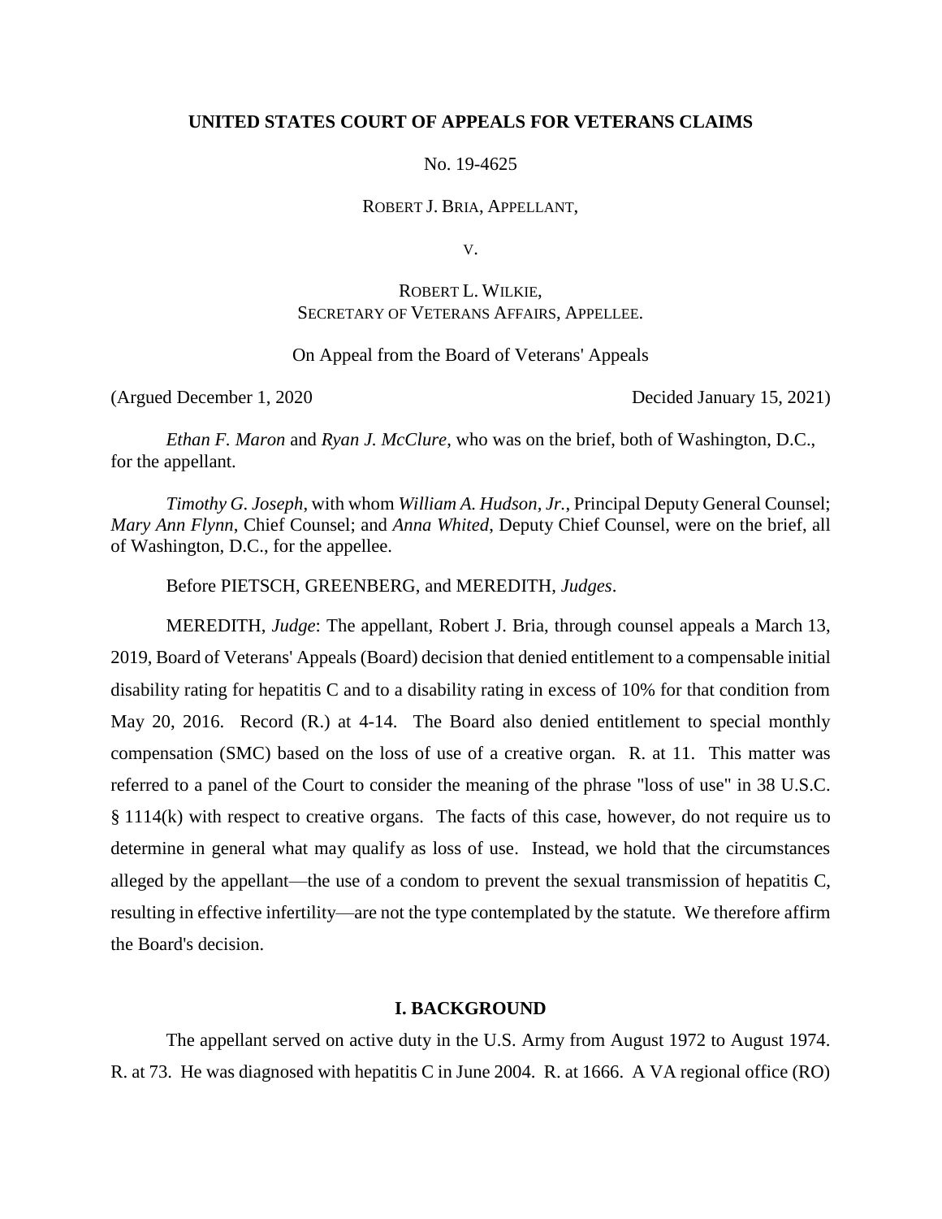**UNITED STATES COURT OF APPEALS FOR VETERANS CLAIMS**

No. 19-4625

ROBERT J. BRIA, APPELLANT,

V.

ROBERT L. WILKIE,
SECRETARY OF VETERANS AFFAIRS, APPELLEE.

On Appeal from the Board of Veterans' Appeals

(Argued December 1, 2020) Decided January 15, 2021)

*Ethan F. Maron* and *Ryan J. McClure*, who was on the brief, both of Washington, D.C., for the appellant.

*Timothy G. Joseph*, with whom *William A. Hudson, Jr.*, Principal Deputy General Counsel; *Mary Ann Flynn*, Chief Counsel; and *Anna Whited*, Deputy Chief Counsel, were on the brief, all of Washington, D.C., for the appellee.

Before PIETSCH, GREENBERG, and MEREDITH, *Judges*.

MEREDITH, *Judge*: The appellant, Robert J. Bria, through counsel appeals a March 13, 2019, Board of Veterans' Appeals (Board) decision that denied entitlement to a compensable initial disability rating for hepatitis C and to a disability rating in excess of 10% for that condition from May 20, 2016. Record (R.) at 4-14. The Board also denied entitlement to special monthly compensation (SMC) based on the loss of use of a creative organ. R. at 11. This matter was referred to a panel of the Court to consider the meaning of the phrase "loss of use" in 38 U.S.C. § 1114(k) with respect to creative organs. The facts of this case, however, do not require us to determine in general what may qualify as loss of use. Instead, we hold that the circumstances alleged by the appellant—the use of a condom to prevent the sexual transmission of hepatitis C, resulting in effective infertility—are not the type contemplated by the statute. We therefore affirm the Board's decision.

## I. BACKGROUND

The appellant served on active duty in the U.S. Army from August 1972 to August 1974. R. at 73. He was diagnosed with hepatitis C in June 2004. R. at 1666. A VA regional office (RO)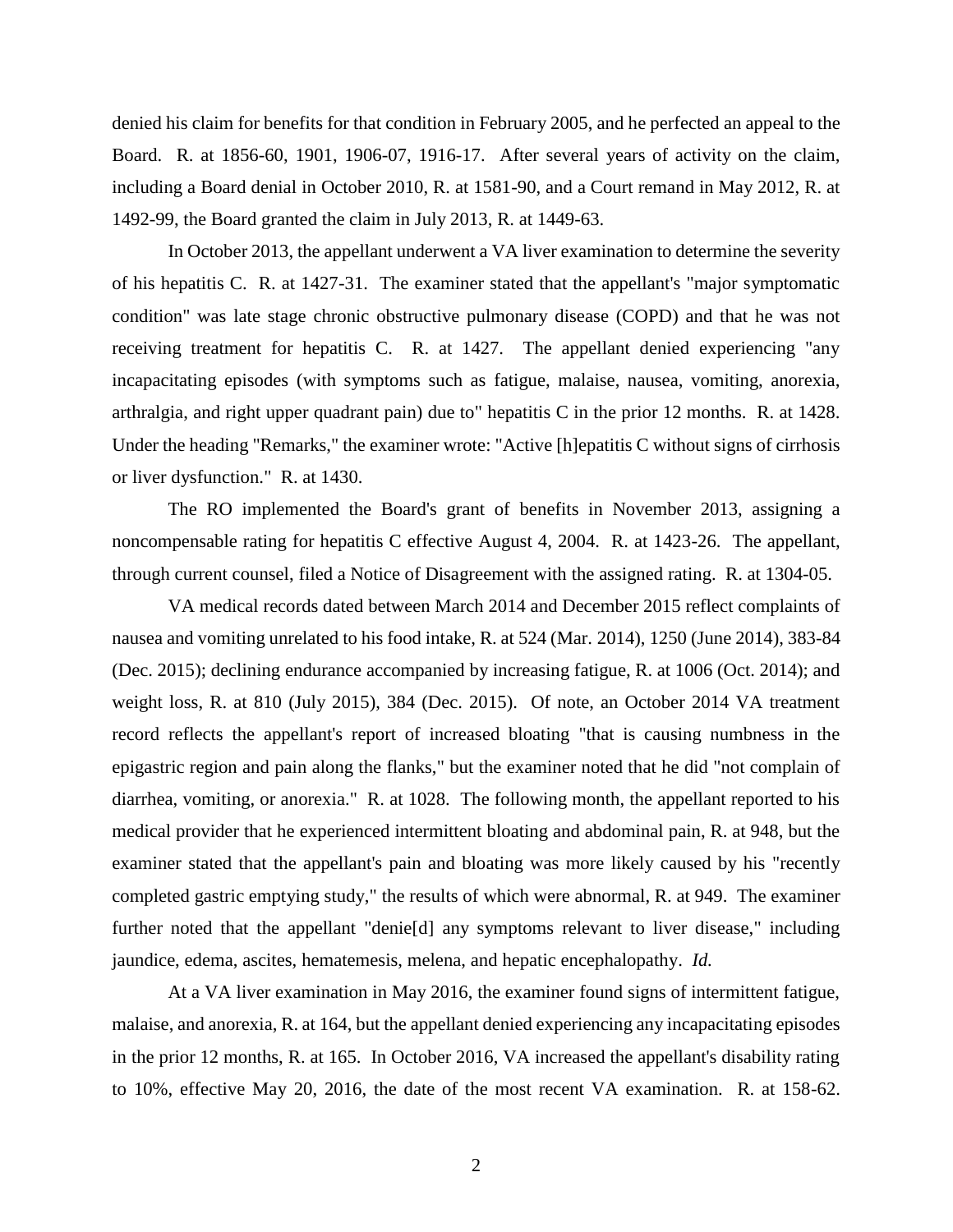denied his claim for benefits for that condition in February 2005, and he perfected an appeal to the Board. R. at 1856-60, 1901, 1906-07, 1916-17. After several years of activity on the claim, including a Board denial in October 2010, R. at 1581-90, and a Court remand in May 2012, R. at 1492-99, the Board granted the claim in July 2013, R. at 1449-63.

In October 2013, the appellant underwent a VA liver examination to determine the severity of his hepatitis C. R. at 1427-31. The examiner stated that the appellant's "major symptomatic condition" was late stage chronic obstructive pulmonary disease (COPD) and that he was not receiving treatment for hepatitis C. R. at 1427. The appellant denied experiencing "any incapacitating episodes (with symptoms such as fatigue, malaise, nausea, vomiting, anorexia, arthralgia, and right upper quadrant pain) due to" hepatitis C in the prior 12 months. R. at 1428. Under the heading "Remarks," the examiner wrote: "Active [h]epatitis C without signs of cirrhosis or liver dysfunction." R. at 1430.

The RO implemented the Board's grant of benefits in November 2013, assigning a noncompensable rating for hepatitis C effective August 4, 2004. R. at 1423-26. The appellant, through current counsel, filed a Notice of Disagreement with the assigned rating. R. at 1304-05.

VA medical records dated between March 2014 and December 2015 reflect complaints of nausea and vomiting unrelated to his food intake, R. at 524 (Mar. 2014), 1250 (June 2014), 383-84 (Dec. 2015); declining endurance accompanied by increasing fatigue, R. at 1006 (Oct. 2014); and weight loss, R. at 810 (July 2015), 384 (Dec. 2015). Of note, an October 2014 VA treatment record reflects the appellant's report of increased bloating "that is causing numbness in the epigastric region and pain along the flanks," but the examiner noted that he did "not complain of diarrhea, vomiting, or anorexia." R. at 1028. The following month, the appellant reported to his medical provider that he experienced intermittent bloating and abdominal pain, R. at 948, but the examiner stated that the appellant's pain and bloating was more likely caused by his "recently completed gastric emptying study," the results of which were abnormal, R. at 949. The examiner further noted that the appellant "denie[d] any symptoms relevant to liver disease," including jaundice, edema, ascites, hematemesis, melena, and hepatic encephalopathy. *Id.*

At a VA liver examination in May 2016, the examiner found signs of intermittent fatigue, malaise, and anorexia, R. at 164, but the appellant denied experiencing any incapacitating episodes in the prior 12 months, R. at 165. In October 2016, VA increased the appellant's disability rating to 10%, effective May 20, 2016, the date of the most recent VA examination. R. at 158-62.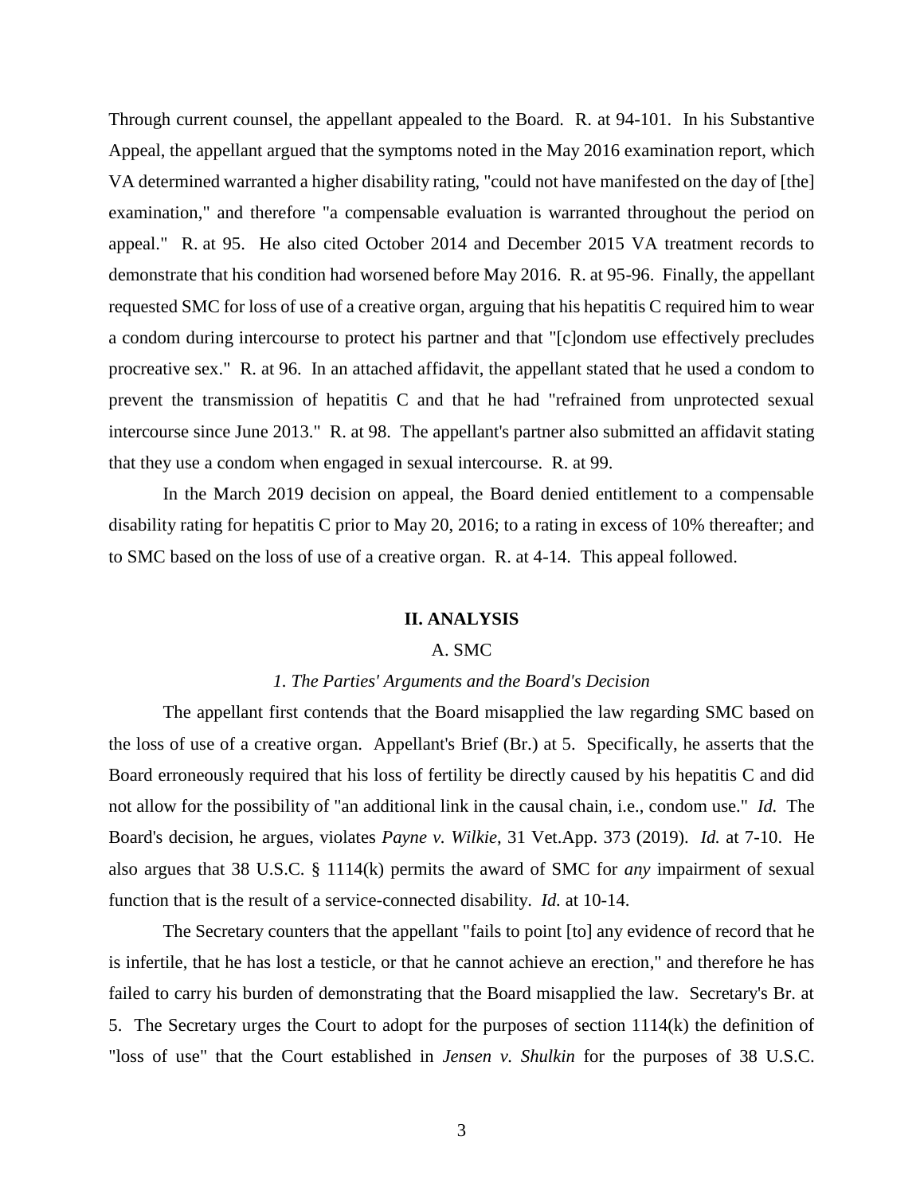Through current counsel, the appellant appealed to the Board. R. at 94-101. In his Substantive Appeal, the appellant argued that the symptoms noted in the May 2016 examination report, which VA determined warranted a higher disability rating, "could not have manifested on the day of [the] examination," and therefore "a compensable evaluation is warranted throughout the period on appeal." R. at 95. He also cited October 2014 and December 2015 VA treatment records to demonstrate that his condition had worsened before May 2016. R. at 95-96. Finally, the appellant requested SMC for loss of use of a creative organ, arguing that his hepatitis C required him to wear a condom during intercourse to protect his partner and that "[c]ondom use effectively precludes procreative sex." R. at 96. In an attached affidavit, the appellant stated that he used a condom to prevent the transmission of hepatitis C and that he had "refrained from unprotected sexual intercourse since June 2013." R. at 98. The appellant's partner also submitted an affidavit stating that they use a condom when engaged in sexual intercourse. R. at 99.

In the March 2019 decision on appeal, the Board denied entitlement to a compensable disability rating for hepatitis C prior to May 20, 2016; to a rating in excess of 10% thereafter; and to SMC based on the loss of use of a creative organ. R. at 4-14. This appeal followed.

## II. ANALYSIS

### A. SMC

#### *1. The Parties' Arguments and the Board's Decision*

The appellant first contends that the Board misapplied the law regarding SMC based on the loss of use of a creative organ. Appellant's Brief (Br.) at 5. Specifically, he asserts that the Board erroneously required that his loss of fertility be directly caused by his hepatitis C and did not allow for the possibility of "an additional link in the causal chain, i.e., condom use." *Id.* The Board's decision, he argues, violates *Payne v. Wilkie*, 31 Vet.App. 373 (2019). *Id.* at 7-10. He also argues that 38 U.S.C. § 1114(k) permits the award of SMC for *any* impairment of sexual function that is the result of a service-connected disability. *Id.* at 10-14.

The Secretary counters that the appellant "fails to point [to] any evidence of record that he is infertile, that he has lost a testicle, or that he cannot achieve an erection," and therefore he has failed to carry his burden of demonstrating that the Board misapplied the law. Secretary's Br. at 5. The Secretary urges the Court to adopt for the purposes of section 1114(k) the definition of "loss of use" that the Court established in *Jensen v. Shulkin* for the purposes of 38 U.S.C.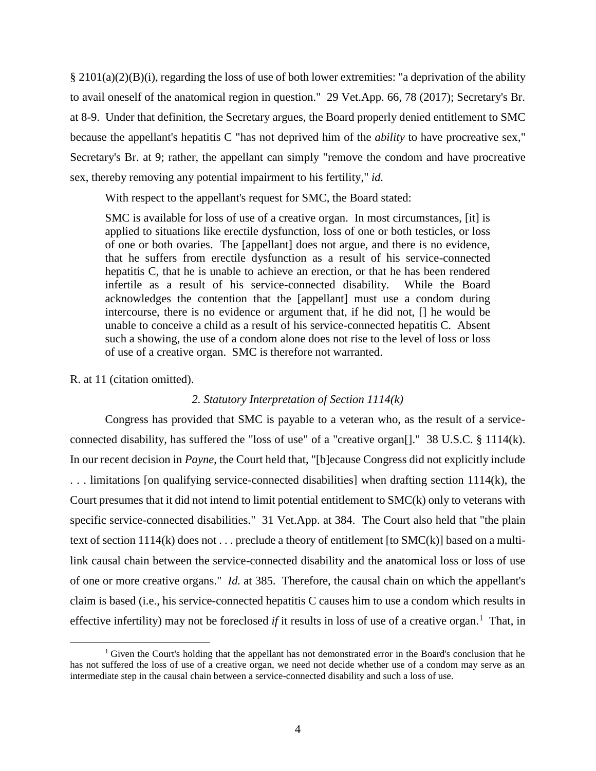§ 2101(a)(2)(B)(i), regarding the loss of use of both lower extremities: "a deprivation of the ability to avail oneself of the anatomical region in question." 29 Vet.App. 66, 78 (2017); Secretary's Br. at 8-9. Under that definition, the Secretary argues, the Board properly denied entitlement to SMC because the appellant's hepatitis C "has not deprived him of the *ability* to have procreative sex," Secretary's Br. at 9; rather, the appellant can simply "remove the condom and have procreative sex, thereby removing any potential impairment to his fertility," *id.*

With respect to the appellant's request for SMC, the Board stated:

> SMC is available for loss of use of a creative organ. In most circumstances, [it] is applied to situations like erectile dysfunction, loss of one or both testicles, or loss of one or both ovaries. The [appellant] does not argue, and there is no evidence, that he suffers from erectile dysfunction as a result of his service-connected hepatitis C, that he is unable to achieve an erection, or that he has been rendered infertile as a result of his service-connected disability. While the Board acknowledges the contention that the [appellant] must use a condom during intercourse, there is no evidence or argument that, if he did not, [] he would be unable to conceive a child as a result of his service-connected hepatitis C. Absent such a showing, the use of a condom alone does not rise to the level of loss or loss of use of a creative organ. SMC is therefore not warranted.

R. at 11 (citation omitted).

### *2. Statutory Interpretation of Section 1114(k)*

Congress has provided that SMC is payable to a veteran who, as the result of a service-connected disability, has suffered the "loss of use" of a "creative organ[]." 38 U.S.C. § 1114(k). In our recent decision in *Payne*, the Court held that, "[b]ecause Congress did not explicitly include . . . limitations [on qualifying service-connected disabilities] when drafting section 1114(k), the Court presumes that it did not intend to limit potential entitlement to SMC(k) only to veterans with specific service-connected disabilities." 31 Vet.App. at 384. The Court also held that "the plain text of section 1114(k) does not . . . preclude a theory of entitlement [to SMC(k)] based on a multi-link causal chain between the service-connected disability and the anatomical loss or loss of use of one or more creative organs." *Id.* at 385. Therefore, the causal chain on which the appellant's claim is based (i.e., his service-connected hepatitis C causes him to use a condom which results in effective infertility) may not be foreclosed *if* it results in loss of use of a creative organ.[1] That, in

---

[1] Given the Court's holding that the appellant has not demonstrated error in the Board's conclusion that he has not suffered the loss of use of a creative organ, we need not decide whether use of a condom may serve as an intermediate step in the causal chain between a service-connected disability and such a loss of use.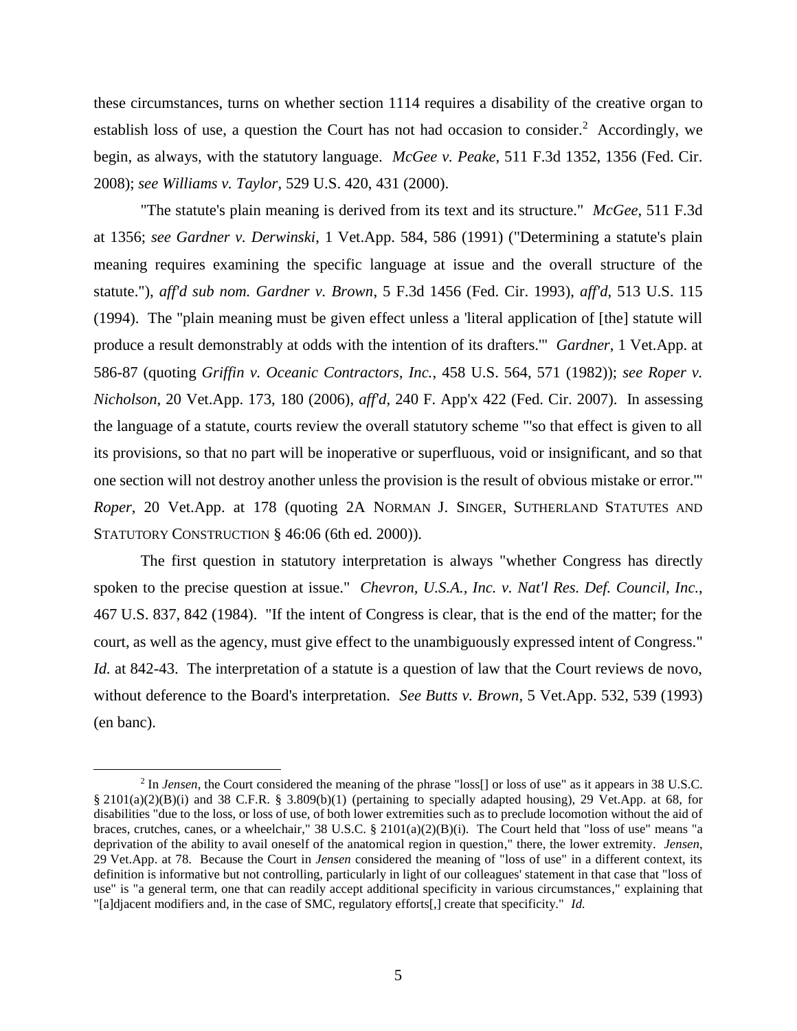these circumstances, turns on whether section 1114 requires a disability of the creative organ to establish loss of use, a question the Court has not had occasion to consider.[2] Accordingly, we begin, as always, with the statutory language. *McGee v. Peake*, 511 F.3d 1352, 1356 (Fed. Cir. 2008); *see Williams v. Taylor*, 529 U.S. 420, 431 (2000).

"The statute's plain meaning is derived from its text and its structure." *McGee*, 511 F.3d at 1356; *see Gardner v. Derwinski*, 1 Vet.App. 584, 586 (1991) ("Determining a statute's plain meaning requires examining the specific language at issue and the overall structure of the statute."), *aff'd sub nom. Gardner v. Brown*, 5 F.3d 1456 (Fed. Cir. 1993), *aff'd*, 513 U.S. 115 (1994). The "plain meaning must be given effect unless a 'literal application of [the] statute will produce a result demonstrably at odds with the intention of its drafters.'" *Gardner*, 1 Vet.App. at 586-87 (quoting *Griffin v. Oceanic Contractors, Inc.*, 458 U.S. 564, 571 (1982)); *see Roper v. Nicholson*, 20 Vet.App. 173, 180 (2006), *aff'd*, 240 F. App'x 422 (Fed. Cir. 2007). In assessing the language of a statute, courts review the overall statutory scheme "'so that effect is given to all its provisions, so that no part will be inoperative or superfluous, void or insignificant, and so that one section will not destroy another unless the provision is the result of obvious mistake or error.'" *Roper*, 20 Vet.App. at 178 (quoting 2A NORMAN J. SINGER, SUTHERLAND STATUTES AND STATUTORY CONSTRUCTION § 46:06 (6th ed. 2000)).

The first question in statutory interpretation is always "whether Congress has directly spoken to the precise question at issue." *Chevron, U.S.A., Inc. v. Nat'l Res. Def. Council, Inc.*, 467 U.S. 837, 842 (1984). "If the intent of Congress is clear, that is the end of the matter; for the court, as well as the agency, must give effect to the unambiguously expressed intent of Congress." *Id.* at 842-43. The interpretation of a statute is a question of law that the Court reviews de novo, without deference to the Board's interpretation. *See Butts v. Brown*, 5 Vet.App. 532, 539 (1993) (en banc).

---

[2] In *Jensen*, the Court considered the meaning of the phrase "loss[] or loss of use" as it appears in 38 U.S.C. § 2101(a)(2)(B)(i) and 38 C.F.R. § 3.809(b)(1) (pertaining to specially adapted housing), 29 Vet.App. at 68, for disabilities "due to the loss, or loss of use, of both lower extremities such as to preclude locomotion without the aid of braces, crutches, canes, or a wheelchair," 38 U.S.C. § 2101(a)(2)(B)(i). The Court held that "loss of use" means "a deprivation of the ability to avail oneself of the anatomical region in question," there, the lower extremity. *Jensen*, 29 Vet.App. at 78. Because the Court in *Jensen* considered the meaning of "loss of use" in a different context, its definition is informative but not controlling, particularly in light of our colleagues' statement in that case that "loss of use" is "a general term, one that can readily accept additional specificity in various circumstances," explaining that "[a]djacent modifiers and, in the case of SMC, regulatory efforts[,] create that specificity." *Id.*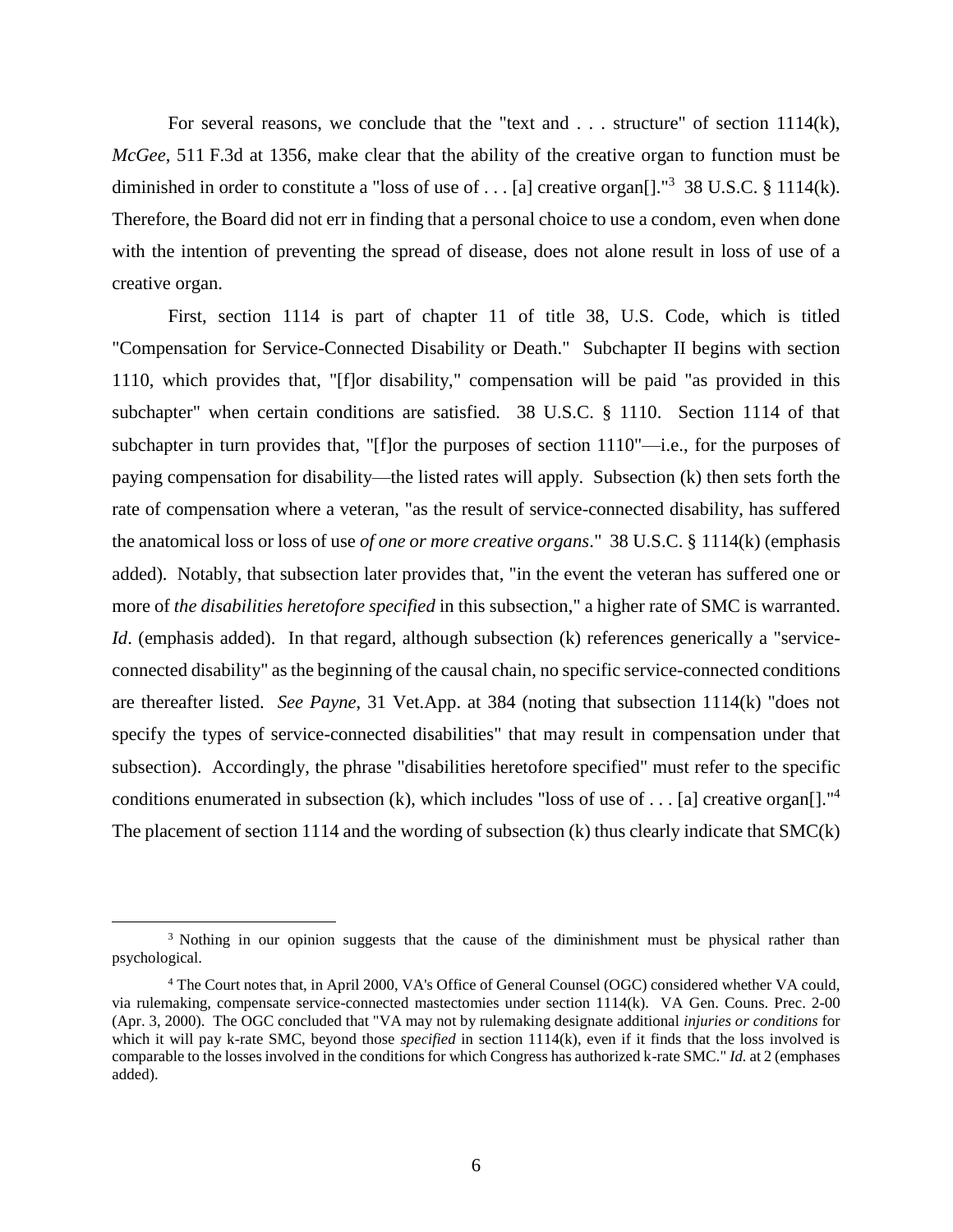For several reasons, we conclude that the "text and . . . structure" of section 1114(k), *McGee*, 511 F.3d at 1356, make clear that the ability of the creative organ to function must be diminished in order to constitute a "loss of use of . . . [a] creative organ[]."[3] 38 U.S.C. § 1114(k). Therefore, the Board did not err in finding that a personal choice to use a condom, even when done with the intention of preventing the spread of disease, does not alone result in loss of use of a creative organ.

First, section 1114 is part of chapter 11 of title 38, U.S. Code, which is titled "Compensation for Service-Connected Disability or Death." Subchapter II begins with section 1110, which provides that, "[f]or disability," compensation will be paid "as provided in this subchapter" when certain conditions are satisfied. 38 U.S.C. § 1110. Section 1114 of that subchapter in turn provides that, "[f]or the purposes of section 1110"—i.e., for the purposes of paying compensation for disability—the listed rates will apply. Subsection (k) then sets forth the rate of compensation where a veteran, "as the result of service-connected disability, has suffered the anatomical loss or loss of use *of one or more creative organs*." 38 U.S.C. § 1114(k) (emphasis added). Notably, that subsection later provides that, "in the event the veteran has suffered one or more of *the disabilities heretofore specified* in this subsection," a higher rate of SMC is warranted. *Id*. (emphasis added). In that regard, although subsection (k) references generically a "service-connected disability" as the beginning of the causal chain, no specific service-connected conditions are thereafter listed. *See Payne*, 31 Vet.App. at 384 (noting that subsection 1114(k) "does not specify the types of service-connected disabilities" that may result in compensation under that subsection). Accordingly, the phrase "disabilities heretofore specified" must refer to the specific conditions enumerated in subsection (k), which includes "loss of use of . . . [a] creative organ[]."[4] The placement of section 1114 and the wording of subsection (k) thus clearly indicate that SMC(k)

---

[3] Nothing in our opinion suggests that the cause of the diminishment must be physical rather than psychological.

[4] The Court notes that, in April 2000, VA's Office of General Counsel (OGC) considered whether VA could, via rulemaking, compensate service-connected mastectomies under section 1114(k). VA Gen. Couns. Prec. 2-00 (Apr. 3, 2000). The OGC concluded that "VA may not by rulemaking designate additional *injuries or conditions* for which it will pay k-rate SMC, beyond those *specified* in section 1114(k), even if it finds that the loss involved is comparable to the losses involved in the conditions for which Congress has authorized k-rate SMC." *Id.* at 2 (emphases added).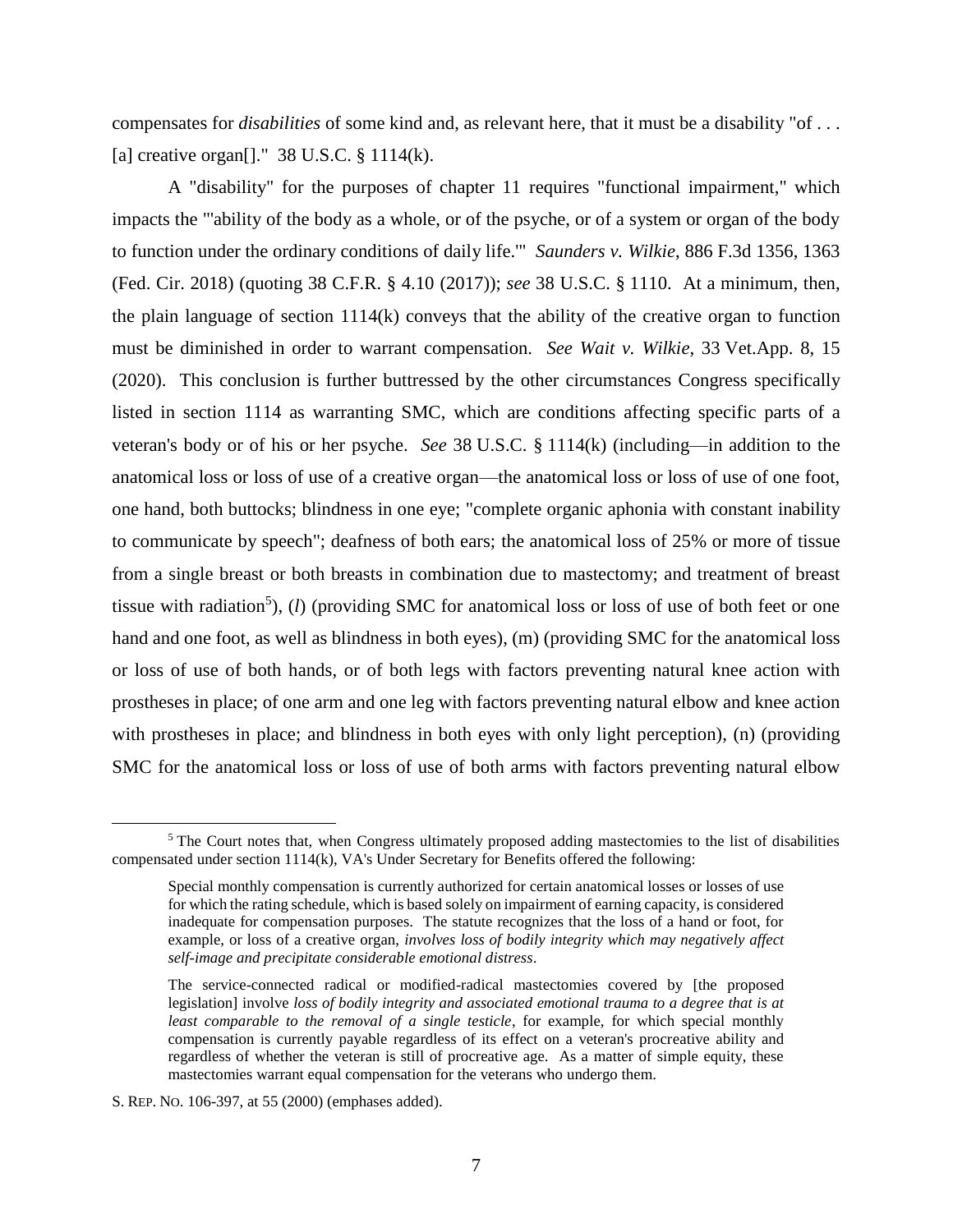compensates for *disabilities* of some kind and, as relevant here, that it must be a disability "of . . . [a] creative organ[]." 38 U.S.C. § 1114(k).

A "disability" for the purposes of chapter 11 requires "functional impairment," which impacts the "'ability of the body as a whole, or of the psyche, or of a system or organ of the body to function under the ordinary conditions of daily life.'" *Saunders v. Wilkie*, 886 F.3d 1356, 1363 (Fed. Cir. 2018) (quoting 38 C.F.R. § 4.10 (2017)); *see* 38 U.S.C. § 1110. At a minimum, then, the plain language of section 1114(k) conveys that the ability of the creative organ to function must be diminished in order to warrant compensation. *See Wait v. Wilkie*, 33 Vet.App. 8, 15 (2020). This conclusion is further buttressed by the other circumstances Congress specifically listed in section 1114 as warranting SMC, which are conditions affecting specific parts of a veteran's body or of his or her psyche. *See* 38 U.S.C. § 1114(k) (including—in addition to the anatomical loss or loss of use of a creative organ—the anatomical loss or loss of use of one foot, one hand, both buttocks; blindness in one eye; "complete organic aphonia with constant inability to communicate by speech"; deafness of both ears; the anatomical loss of 25% or more of tissue from a single breast or both breasts in combination due to mastectomy; and treatment of breast tissue with radiation[5]), (*l*) (providing SMC for anatomical loss or loss of use of both feet or one hand and one foot, as well as blindness in both eyes), (m) (providing SMC for the anatomical loss or loss of use of both hands, or of both legs with factors preventing natural knee action with prostheses in place; of one arm and one leg with factors preventing natural elbow and knee action with prostheses in place; and blindness in both eyes with only light perception), (n) (providing SMC for the anatomical loss or loss of use of both arms with factors preventing natural elbow

---

[5] The Court notes that, when Congress ultimately proposed adding mastectomies to the list of disabilities compensated under section 1114(k), VA's Under Secretary for Benefits offered the following:

> Special monthly compensation is currently authorized for certain anatomical losses or losses of use for which the rating schedule, which is based solely on impairment of earning capacity, is considered inadequate for compensation purposes. The statute recognizes that the loss of a hand or foot, for example, or loss of a creative organ, *involves loss of bodily integrity which may negatively affect self-image and precipitate considerable emotional distress*.
>
> The service-connected radical or modified-radical mastectomies covered by [the proposed legislation] involve *loss of bodily integrity and associated emotional trauma to a degree that is at least comparable to the removal of a single testicle*, for example, for which special monthly compensation is currently payable regardless of its effect on a veteran's procreative ability and regardless of whether the veteran is still of procreative age. As a matter of simple equity, these mastectomies warrant equal compensation for the veterans who undergo them.

S. REP. NO. 106-397, at 55 (2000) (emphases added).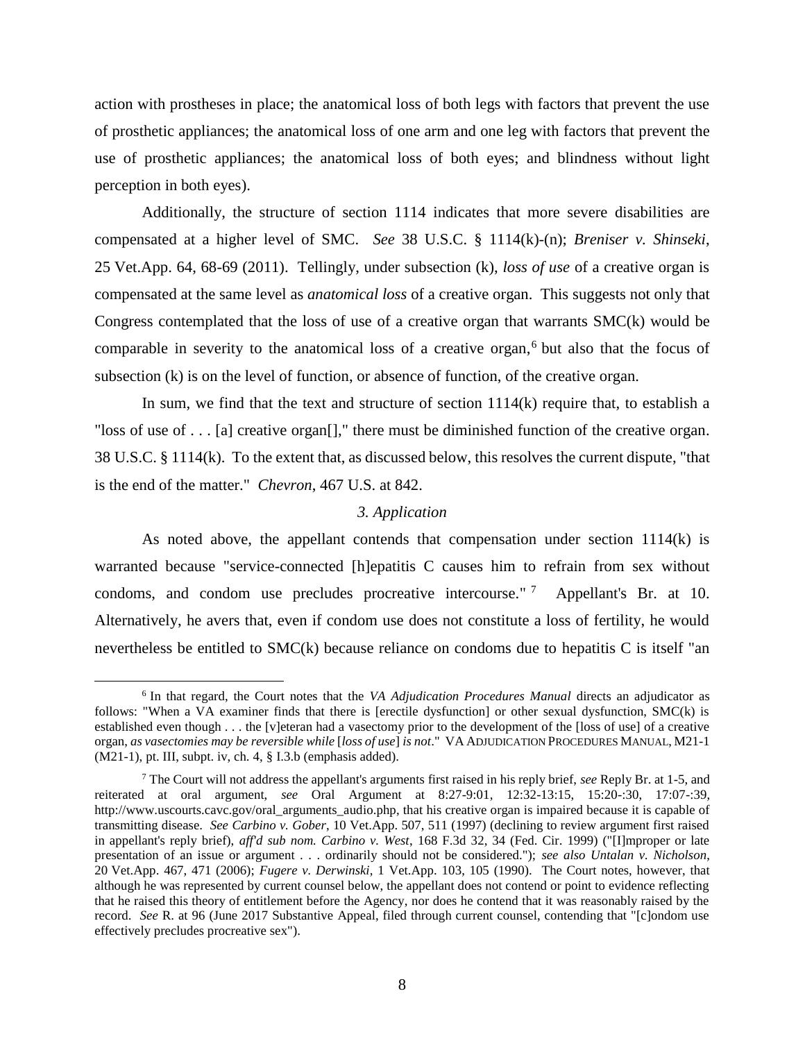action with prostheses in place; the anatomical loss of both legs with factors that prevent the use of prosthetic appliances; the anatomical loss of one arm and one leg with factors that prevent the use of prosthetic appliances; the anatomical loss of both eyes; and blindness without light perception in both eyes).

Additionally, the structure of section 1114 indicates that more severe disabilities are compensated at a higher level of SMC. *See* 38 U.S.C. § 1114(k)-(n); *Breniser v. Shinseki*, 25 Vet.App. 64, 68-69 (2011). Tellingly, under subsection (k), *loss of use* of a creative organ is compensated at the same level as *anatomical loss* of a creative organ. This suggests not only that Congress contemplated that the loss of use of a creative organ that warrants SMC(k) would be comparable in severity to the anatomical loss of a creative organ,[6] but also that the focus of subsection (k) is on the level of function, or absence of function, of the creative organ.

In sum, we find that the text and structure of section 1114(k) require that, to establish a "loss of use of . . . [a] creative organ[]," there must be diminished function of the creative organ. 38 U.S.C. § 1114(k). To the extent that, as discussed below, this resolves the current dispute, "that is the end of the matter." *Chevron*, 467 U.S. at 842.

*3. Application*

As noted above, the appellant contends that compensation under section 1114(k) is warranted because "service-connected [h]epatitis C causes him to refrain from sex without condoms, and condom use precludes procreative intercourse."[7] Appellant's Br. at 10. Alternatively, he avers that, even if condom use does not constitute a loss of fertility, he would nevertheless be entitled to SMC(k) because reliance on condoms due to hepatitis C is itself "an

---

[6] In that regard, the Court notes that the *VA Adjudication Procedures Manual* directs an adjudicator as follows: "When a VA examiner finds that there is [erectile dysfunction] or other sexual dysfunction, SMC(k) is established even though . . . the [v]eteran had a vasectomy prior to the development of the [loss of use] of a creative organ, *as vasectomies may be reversible while* [*loss of use*] *is not*." VA ADJUDICATION PROCEDURES MANUAL, M21-1 (M21-1), pt. III, subpt. iv, ch. 4, § I.3.b (emphasis added).

[7] The Court will not address the appellant's arguments first raised in his reply brief, *see* Reply Br. at 1-5, and reiterated at oral argument, *see* Oral Argument at 8:27-9:01, 12:32-13:15, 15:20-:30, 17:07-:39, http://www.uscourts.cavc.gov/oral_arguments_audio.php, that his creative organ is impaired because it is capable of transmitting disease. *See Carbino v. Gober*, 10 Vet.App. 507, 511 (1997) (declining to review argument first raised in appellant's reply brief), *aff'd sub nom. Carbino v. West*, 168 F.3d 32, 34 (Fed. Cir. 1999) ("[I]mproper or late presentation of an issue or argument . . . ordinarily should not be considered."); *see also Untalan v. Nicholson*, 20 Vet.App. 467, 471 (2006); *Fugere v. Derwinski*, 1 Vet.App. 103, 105 (1990). The Court notes, however, that although he was represented by current counsel below, the appellant does not contend or point to evidence reflecting that he raised this theory of entitlement before the Agency, nor does he contend that it was reasonably raised by the record. *See* R. at 96 (June 2017 Substantive Appeal, filed through current counsel, contending that "[c]ondom use effectively precludes procreative sex").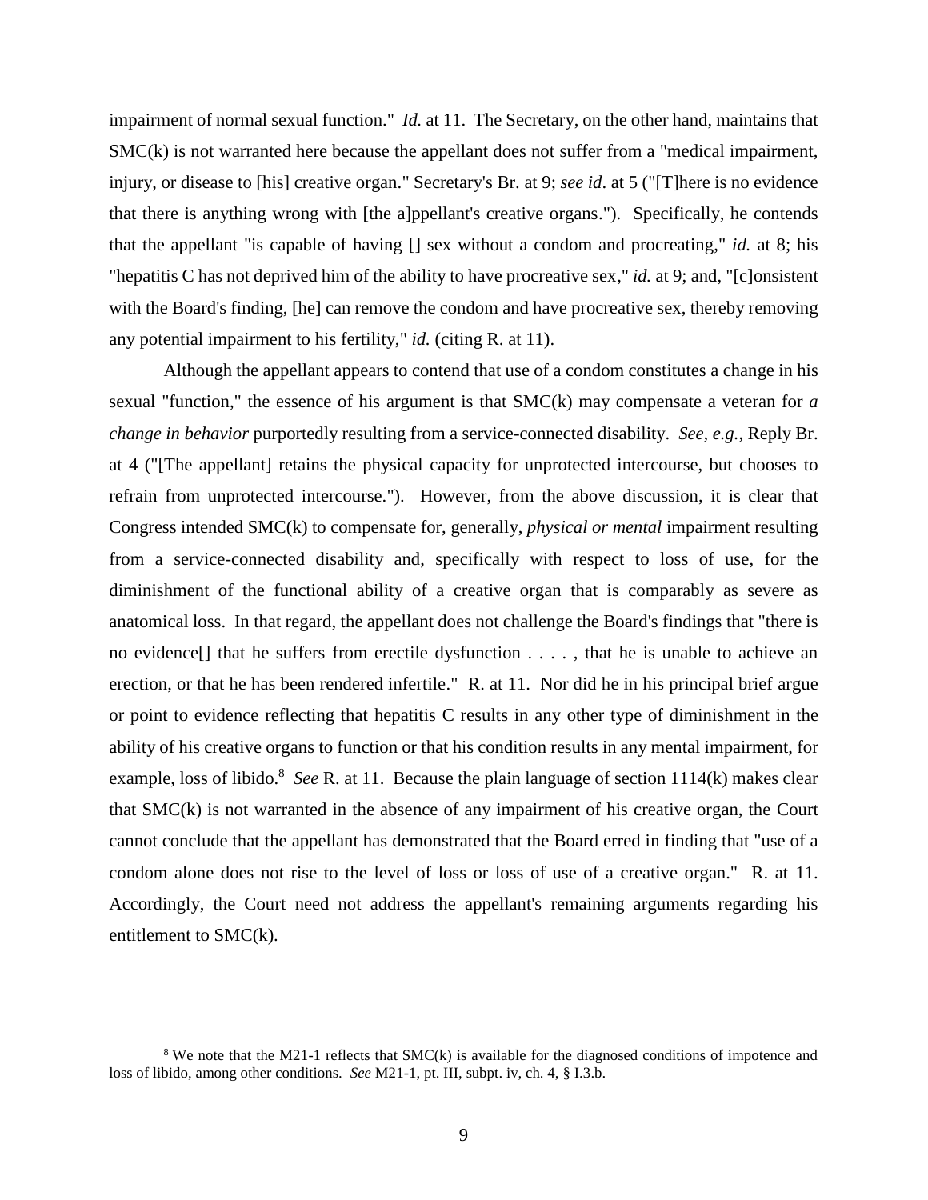impairment of normal sexual function." *Id.* at 11. The Secretary, on the other hand, maintains that SMC(k) is not warranted here because the appellant does not suffer from a "medical impairment, injury, or disease to [his] creative organ." Secretary's Br. at 9; *see id*. at 5 ("[T]here is no evidence that there is anything wrong with [the a]ppellant's creative organs."). Specifically, he contends that the appellant "is capable of having [] sex without a condom and procreating," *id.* at 8; his "hepatitis C has not deprived him of the ability to have procreative sex," *id.* at 9; and, "[c]onsistent with the Board's finding, [he] can remove the condom and have procreative sex, thereby removing any potential impairment to his fertility," *id.* (citing R. at 11).

Although the appellant appears to contend that use of a condom constitutes a change in his sexual "function," the essence of his argument is that SMC(k) may compensate a veteran for *a change in behavior* purportedly resulting from a service-connected disability. *See, e.g.*, Reply Br. at 4 ("[The appellant] retains the physical capacity for unprotected intercourse, but chooses to refrain from unprotected intercourse."). However, from the above discussion, it is clear that Congress intended SMC(k) to compensate for, generally, *physical or mental* impairment resulting from a service-connected disability and, specifically with respect to loss of use, for the diminishment of the functional ability of a creative organ that is comparably as severe as anatomical loss. In that regard, the appellant does not challenge the Board's findings that "there is no evidence[] that he suffers from erectile dysfunction . . . . , that he is unable to achieve an erection, or that he has been rendered infertile." R. at 11. Nor did he in his principal brief argue or point to evidence reflecting that hepatitis C results in any other type of diminishment in the ability of his creative organs to function or that his condition results in any mental impairment, for example, loss of libido.[8] *See* R. at 11. Because the plain language of section 1114(k) makes clear that SMC(k) is not warranted in the absence of any impairment of his creative organ, the Court cannot conclude that the appellant has demonstrated that the Board erred in finding that "use of a condom alone does not rise to the level of loss or loss of use of a creative organ." R. at 11. Accordingly, the Court need not address the appellant's remaining arguments regarding his entitlement to SMC(k).

[8] We note that the M21-1 reflects that SMC(k) is available for the diagnosed conditions of impotence and loss of libido, among other conditions. *See* M21-1, pt. III, subpt. iv, ch. 4, § I.3.b.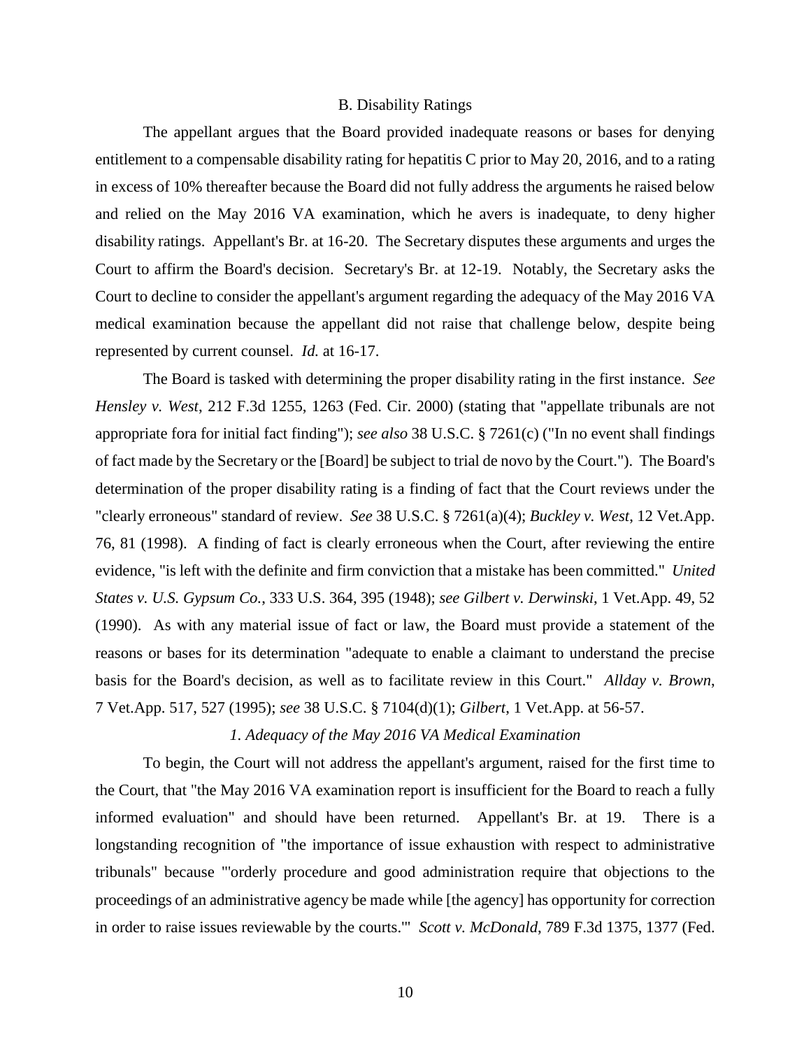## B. Disability Ratings

The appellant argues that the Board provided inadequate reasons or bases for denying entitlement to a compensable disability rating for hepatitis C prior to May 20, 2016, and to a rating in excess of 10% thereafter because the Board did not fully address the arguments he raised below and relied on the May 2016 VA examination, which he avers is inadequate, to deny higher disability ratings. Appellant's Br. at 16-20. The Secretary disputes these arguments and urges the Court to affirm the Board's decision. Secretary's Br. at 12-19. Notably, the Secretary asks the Court to decline to consider the appellant's argument regarding the adequacy of the May 2016 VA medical examination because the appellant did not raise that challenge below, despite being represented by current counsel. *Id.* at 16-17.

The Board is tasked with determining the proper disability rating in the first instance. *See Hensley v. West*, 212 F.3d 1255, 1263 (Fed. Cir. 2000) (stating that "appellate tribunals are not appropriate fora for initial fact finding"); *see also* 38 U.S.C. § 7261(c) ("In no event shall findings of fact made by the Secretary or the [Board] be subject to trial de novo by the Court."). The Board's determination of the proper disability rating is a finding of fact that the Court reviews under the "clearly erroneous" standard of review. *See* 38 U.S.C. § 7261(a)(4); *Buckley v. West*, 12 Vet.App. 76, 81 (1998). A finding of fact is clearly erroneous when the Court, after reviewing the entire evidence, "is left with the definite and firm conviction that a mistake has been committed." *United States v. U.S. Gypsum Co.*, 333 U.S. 364, 395 (1948); *see Gilbert v. Derwinski*, 1 Vet.App. 49, 52 (1990). As with any material issue of fact or law, the Board must provide a statement of the reasons or bases for its determination "adequate to enable a claimant to understand the precise basis for the Board's decision, as well as to facilitate review in this Court." *Allday v. Brown*, 7 Vet.App. 517, 527 (1995); *see* 38 U.S.C. § 7104(d)(1); *Gilbert*, 1 Vet.App. at 56-57.

### *1. Adequacy of the May 2016 VA Medical Examination*

To begin, the Court will not address the appellant's argument, raised for the first time to the Court, that "the May 2016 VA examination report is insufficient for the Board to reach a fully informed evaluation" and should have been returned. Appellant's Br. at 19. There is a longstanding recognition of "the importance of issue exhaustion with respect to administrative tribunals" because "'orderly procedure and good administration require that objections to the proceedings of an administrative agency be made while [the agency] has opportunity for correction in order to raise issues reviewable by the courts.'" *Scott v. McDonald*, 789 F.3d 1375, 1377 (Fed.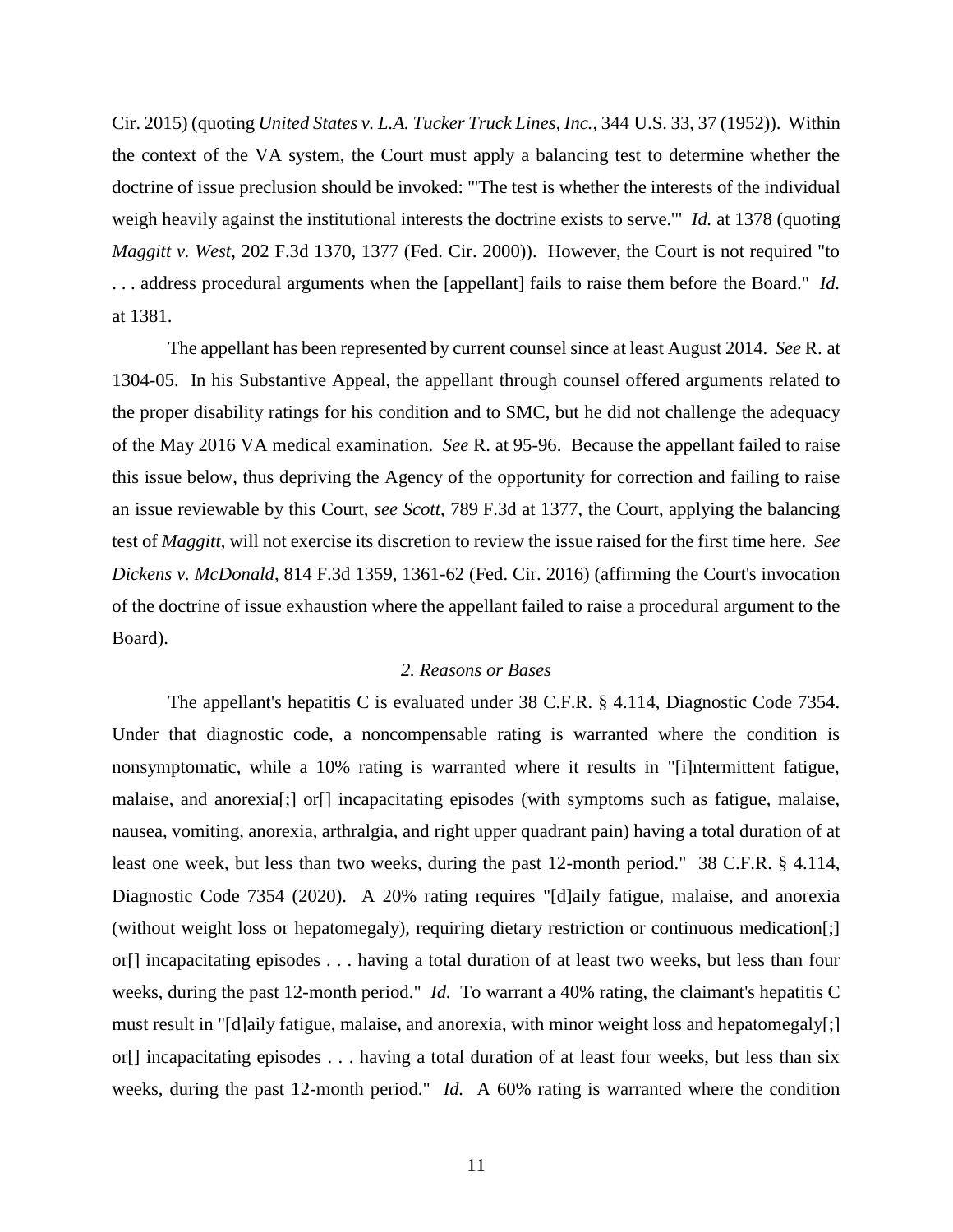Cir. 2015) (quoting *United States v. L.A. Tucker Truck Lines, Inc.*, 344 U.S. 33, 37 (1952)). Within the context of the VA system, the Court must apply a balancing test to determine whether the doctrine of issue preclusion should be invoked: "'The test is whether the interests of the individual weigh heavily against the institutional interests the doctrine exists to serve.'" *Id.* at 1378 (quoting *Maggitt v. West*, 202 F.3d 1370, 1377 (Fed. Cir. 2000)). However, the Court is not required "to . . . address procedural arguments when the [appellant] fails to raise them before the Board." *Id.* at 1381.

The appellant has been represented by current counsel since at least August 2014. *See* R. at 1304-05. In his Substantive Appeal, the appellant through counsel offered arguments related to the proper disability ratings for his condition and to SMC, but he did not challenge the adequacy of the May 2016 VA medical examination. *See* R. at 95-96. Because the appellant failed to raise this issue below, thus depriving the Agency of the opportunity for correction and failing to raise an issue reviewable by this Court, *see Scott*, 789 F.3d at 1377, the Court, applying the balancing test of *Maggitt*, will not exercise its discretion to review the issue raised for the first time here. *See Dickens v. McDonald*, 814 F.3d 1359, 1361-62 (Fed. Cir. 2016) (affirming the Court's invocation of the doctrine of issue exhaustion where the appellant failed to raise a procedural argument to the Board).

*2. Reasons or Bases*

The appellant's hepatitis C is evaluated under 38 C.F.R. § 4.114, Diagnostic Code 7354. Under that diagnostic code, a noncompensable rating is warranted where the condition is nonsymptomatic, while a 10% rating is warranted where it results in "[i]ntermittent fatigue, malaise, and anorexia[;] or[] incapacitating episodes (with symptoms such as fatigue, malaise, nausea, vomiting, anorexia, arthralgia, and right upper quadrant pain) having a total duration of at least one week, but less than two weeks, during the past 12-month period." 38 C.F.R. § 4.114, Diagnostic Code 7354 (2020). A 20% rating requires "[d]aily fatigue, malaise, and anorexia (without weight loss or hepatomegaly), requiring dietary restriction or continuous medication[;] or[] incapacitating episodes . . . having a total duration of at least two weeks, but less than four weeks, during the past 12-month period." *Id.* To warrant a 40% rating, the claimant's hepatitis C must result in "[d]aily fatigue, malaise, and anorexia, with minor weight loss and hepatomegaly[;] or[] incapacitating episodes . . . having a total duration of at least four weeks, but less than six weeks, during the past 12-month period." *Id.* A 60% rating is warranted where the condition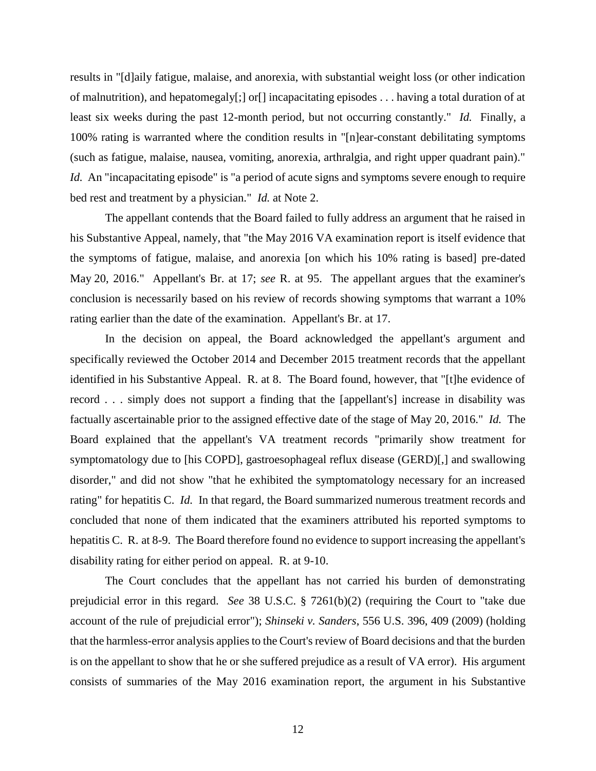results in "[d]aily fatigue, malaise, and anorexia, with substantial weight loss (or other indication of malnutrition), and hepatomegaly[;] or[] incapacitating episodes . . . having a total duration of at least six weeks during the past 12-month period, but not occurring constantly." *Id.* Finally, a 100% rating is warranted where the condition results in "[n]ear-constant debilitating symptoms (such as fatigue, malaise, nausea, vomiting, anorexia, arthralgia, and right upper quadrant pain)." *Id.* An "incapacitating episode" is "a period of acute signs and symptoms severe enough to require bed rest and treatment by a physician." *Id.* at Note 2.

The appellant contends that the Board failed to fully address an argument that he raised in his Substantive Appeal, namely, that "the May 2016 VA examination report is itself evidence that the symptoms of fatigue, malaise, and anorexia [on which his 10% rating is based] pre-dated May 20, 2016." Appellant's Br. at 17; *see* R. at 95. The appellant argues that the examiner's conclusion is necessarily based on his review of records showing symptoms that warrant a 10% rating earlier than the date of the examination. Appellant's Br. at 17.

In the decision on appeal, the Board acknowledged the appellant's argument and specifically reviewed the October 2014 and December 2015 treatment records that the appellant identified in his Substantive Appeal. R. at 8. The Board found, however, that "[t]he evidence of record . . . simply does not support a finding that the [appellant's] increase in disability was factually ascertainable prior to the assigned effective date of the stage of May 20, 2016." *Id.* The Board explained that the appellant's VA treatment records "primarily show treatment for symptomatology due to [his COPD], gastroesophageal reflux disease (GERD)[,] and swallowing disorder," and did not show "that he exhibited the symptomatology necessary for an increased rating" for hepatitis C. *Id.* In that regard, the Board summarized numerous treatment records and concluded that none of them indicated that the examiners attributed his reported symptoms to hepatitis C. R. at 8-9. The Board therefore found no evidence to support increasing the appellant's disability rating for either period on appeal. R. at 9-10.

The Court concludes that the appellant has not carried his burden of demonstrating prejudicial error in this regard. *See* 38 U.S.C. § 7261(b)(2) (requiring the Court to "take due account of the rule of prejudicial error"); *Shinseki v. Sanders*, 556 U.S. 396, 409 (2009) (holding that the harmless-error analysis applies to the Court's review of Board decisions and that the burden is on the appellant to show that he or she suffered prejudice as a result of VA error). His argument consists of summaries of the May 2016 examination report, the argument in his Substantive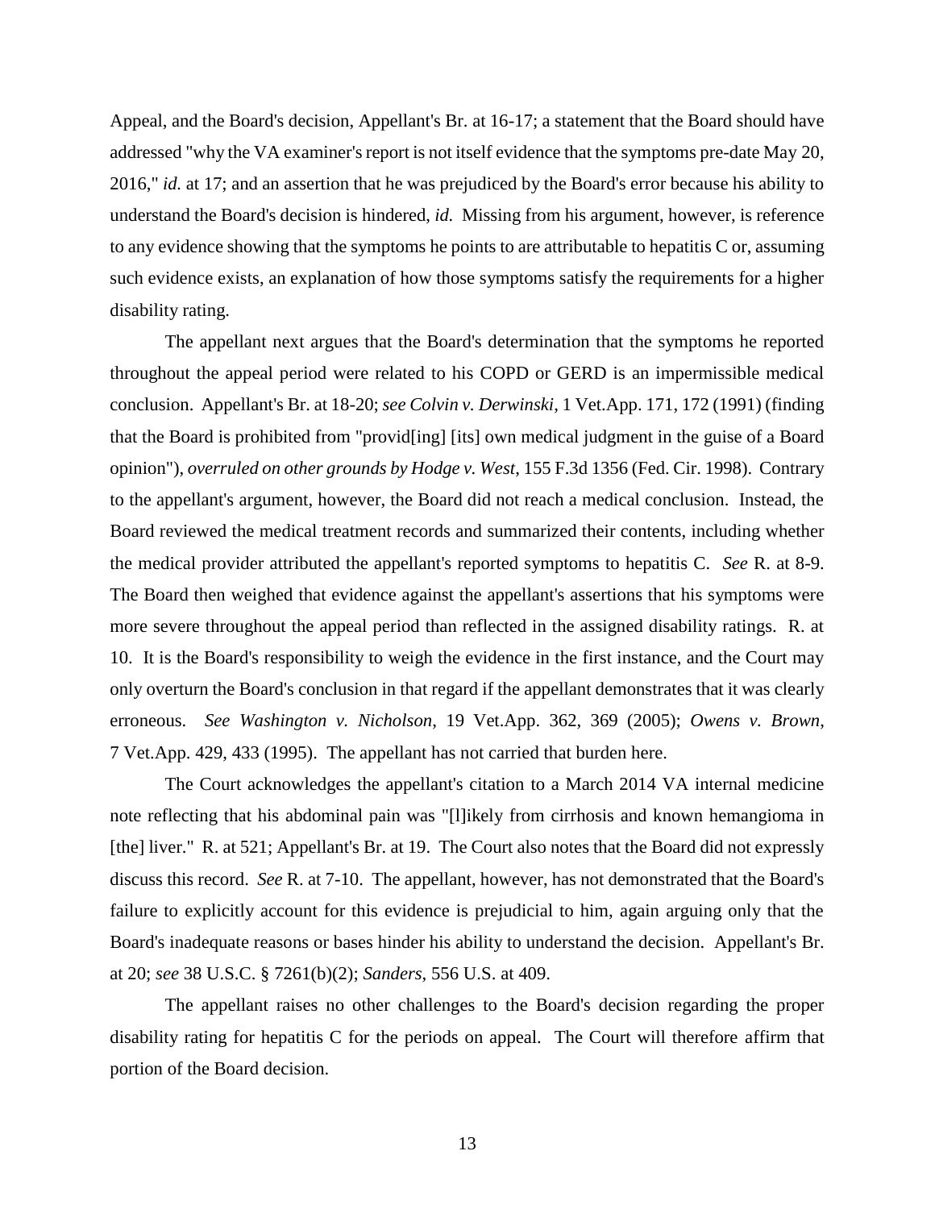Appeal, and the Board's decision, Appellant's Br. at 16-17; a statement that the Board should have addressed "why the VA examiner's report is not itself evidence that the symptoms pre-date May 20, 2016," *id.* at 17; and an assertion that he was prejudiced by the Board's error because his ability to understand the Board's decision is hindered, *id.* Missing from his argument, however, is reference to any evidence showing that the symptoms he points to are attributable to hepatitis C or, assuming such evidence exists, an explanation of how those symptoms satisfy the requirements for a higher disability rating.

The appellant next argues that the Board's determination that the symptoms he reported throughout the appeal period were related to his COPD or GERD is an impermissible medical conclusion. Appellant's Br. at 18-20; *see Colvin v. Derwinski*, 1 Vet.App. 171, 172 (1991) (finding that the Board is prohibited from "provid[ing] [its] own medical judgment in the guise of a Board opinion"), *overruled on other grounds by Hodge v. West*, 155 F.3d 1356 (Fed. Cir. 1998). Contrary to the appellant's argument, however, the Board did not reach a medical conclusion. Instead, the Board reviewed the medical treatment records and summarized their contents, including whether the medical provider attributed the appellant's reported symptoms to hepatitis C. *See* R. at 8-9. The Board then weighed that evidence against the appellant's assertions that his symptoms were more severe throughout the appeal period than reflected in the assigned disability ratings. R. at 10. It is the Board's responsibility to weigh the evidence in the first instance, and the Court may only overturn the Board's conclusion in that regard if the appellant demonstrates that it was clearly erroneous. *See Washington v. Nicholson*, 19 Vet.App. 362, 369 (2005); *Owens v. Brown*, 7 Vet.App. 429, 433 (1995). The appellant has not carried that burden here.

The Court acknowledges the appellant's citation to a March 2014 VA internal medicine note reflecting that his abdominal pain was "[l]ikely from cirrhosis and known hemangioma in [the] liver." R. at 521; Appellant's Br. at 19. The Court also notes that the Board did not expressly discuss this record. *See* R. at 7-10. The appellant, however, has not demonstrated that the Board's failure to explicitly account for this evidence is prejudicial to him, again arguing only that the Board's inadequate reasons or bases hinder his ability to understand the decision. Appellant's Br. at 20; *see* 38 U.S.C. § 7261(b)(2); *Sanders*, 556 U.S. at 409.

The appellant raises no other challenges to the Board's decision regarding the proper disability rating for hepatitis C for the periods on appeal. The Court will therefore affirm that portion of the Board decision.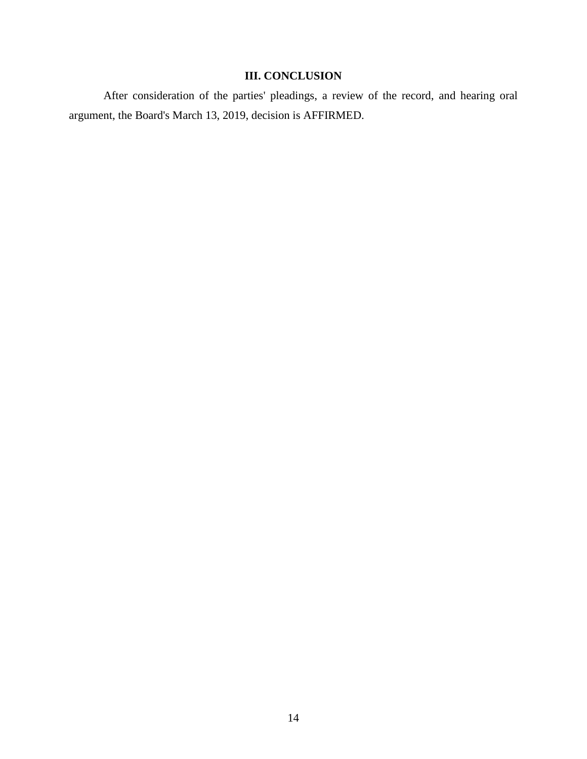## III. CONCLUSION

After consideration of the parties' pleadings, a review of the record, and hearing oral argument, the Board's March 13, 2019, decision is AFFIRMED.